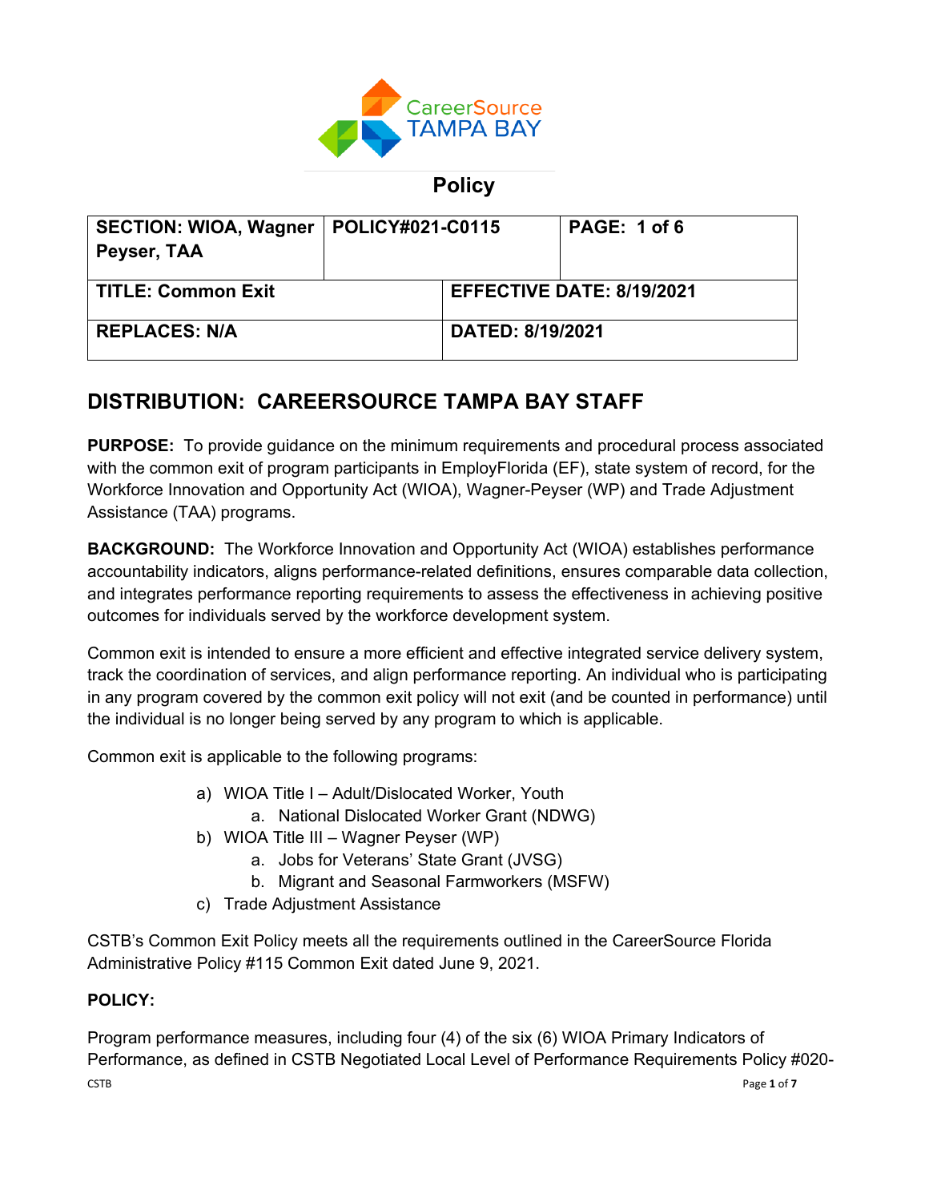CareerSource TAMPA BAY

## Policy

| SECTION: WIOA, Wagner Peyser, TAA | POLICY#021-C0115 | PAGE: 1 of 6 |
|---|---|---|
| **TITLE: Common Exit** | | **EFFECTIVE DATE: 8/19/2021** |
| **REPLACES: N/A** | | **DATED: 8/19/2021** |

## DISTRIBUTION: CAREERSOURCE TAMPA BAY STAFF

**PURPOSE:** To provide guidance on the minimum requirements and procedural process associated with the common exit of program participants in EmployFlorida (EF), state system of record, for the Workforce Innovation and Opportunity Act (WIOA), Wagner-Peyser (WP) and Trade Adjustment Assistance (TAA) programs.

**BACKGROUND:** The Workforce Innovation and Opportunity Act (WIOA) establishes performance accountability indicators, aligns performance-related definitions, ensures comparable data collection, and integrates performance reporting requirements to assess the effectiveness in achieving positive outcomes for individuals served by the workforce development system.

Common exit is intended to ensure a more efficient and effective integrated service delivery system, track the coordination of services, and align performance reporting. An individual who is participating in any program covered by the common exit policy will not exit (and be counted in performance) until the individual is no longer being served by any program to which is applicable.

Common exit is applicable to the following programs:

a) WIOA Title I – Adult/Dislocated Worker, Youth
   a. National Dislocated Worker Grant (NDWG)
b) WIOA Title III – Wagner Peyser (WP)
   a. Jobs for Veterans' State Grant (JVSG)
   b. Migrant and Seasonal Farmworkers (MSFW)
c) Trade Adjustment Assistance

CSTB's Common Exit Policy meets all the requirements outlined in the CareerSource Florida Administrative Policy #115 Common Exit dated June 9, 2021.

**POLICY:**

Program performance measures, including four (4) of the six (6) WIOA Primary Indicators of Performance, as defined in CSTB Negotiated Local Level of Performance Requirements Policy #020-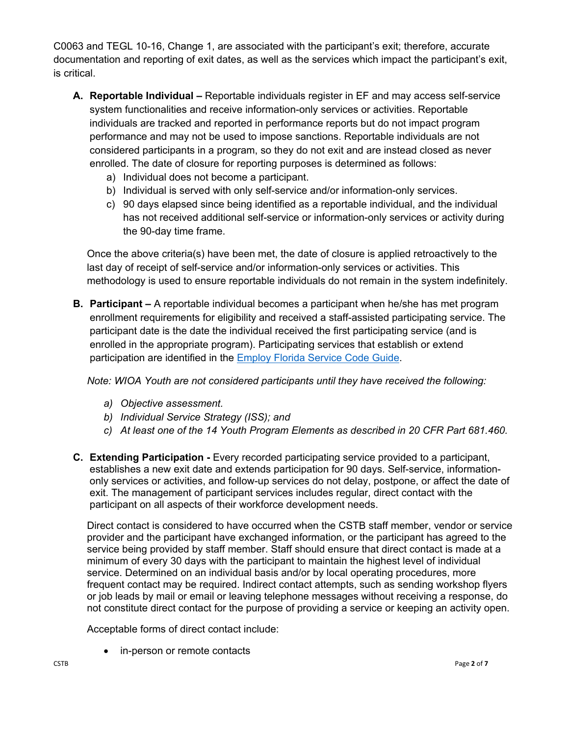C0063 and TEGL 10-16, Change 1, are associated with the participant's exit; therefore, accurate documentation and reporting of exit dates, as well as the services which impact the participant's exit, is critical.

**A. Reportable Individual –** Reportable individuals register in EF and may access self-service system functionalities and receive information-only services or activities. Reportable individuals are tracked and reported in performance reports but do not impact program performance and may not be used to impose sanctions. Reportable individuals are not considered participants in a program, so they do not exit and are instead closed as never enrolled. The date of closure for reporting purposes is determined as follows:

a) Individual does not become a participant.
b) Individual is served with only self-service and/or information-only services.
c) 90 days elapsed since being identified as a reportable individual, and the individual has not received additional self-service or information-only services or activity during the 90-day time frame.

Once the above criteria(s) have been met, the date of closure is applied retroactively to the last day of receipt of self-service and/or information-only services or activities. This methodology is used to ensure reportable individuals do not remain in the system indefinitely.

**B. Participant –** A reportable individual becomes a participant when he/she has met program enrollment requirements for eligibility and received a staff-assisted participating service. The participant date is the date the individual received the first participating service (and is enrolled in the appropriate program). Participating services that establish or extend participation are identified in the [Employ Florida Service Code Guide](Employ Florida Service Code Guide).

*Note: WIOA Youth are not considered participants until they have received the following:*

*a) Objective assessment.*
*b) Individual Service Strategy (ISS); and*
*c) At least one of the 14 Youth Program Elements as described in 20 CFR Part 681.460.*

**C. Extending Participation -** Every recorded participating service provided to a participant, establishes a new exit date and extends participation for 90 days. Self-service, information-only services or activities, and follow-up services do not delay, postpone, or affect the date of exit. The management of participant services includes regular, direct contact with the participant on all aspects of their workforce development needs.

Direct contact is considered to have occurred when the CSTB staff member, vendor or service provider and the participant have exchanged information, or the participant has agreed to the service being provided by staff member. Staff should ensure that direct contact is made at a minimum of every 30 days with the participant to maintain the highest level of individual service. Determined on an individual basis and/or by local operating procedures, more frequent contact may be required. Indirect contact attempts, such as sending workshop flyers or job leads by mail or email or leaving telephone messages without receiving a response, do not constitute direct contact for the purpose of providing a service or keeping an activity open.

Acceptable forms of direct contact include:

- in-person or remote contacts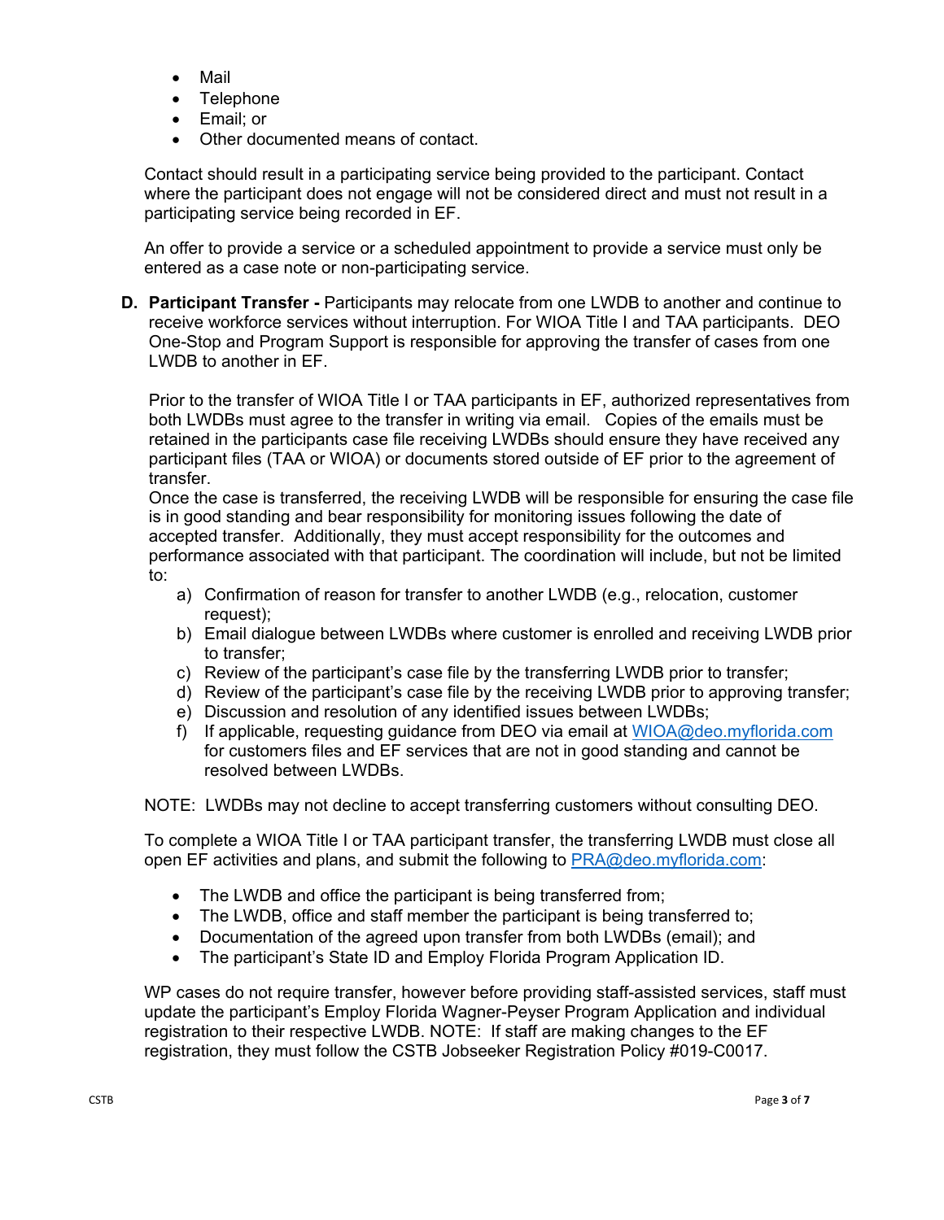- Mail
- Telephone
- Email; or
- Other documented means of contact.

Contact should result in a participating service being provided to the participant. Contact where the participant does not engage will not be considered direct and must not result in a participating service being recorded in EF.

An offer to provide a service or a scheduled appointment to provide a service must only be entered as a case note or non-participating service.

**D. Participant Transfer -** Participants may relocate from one LWDB to another and continue to receive workforce services without interruption. For WIOA Title I and TAA participants. DEO One-Stop and Program Support is responsible for approving the transfer of cases from one LWDB to another in EF.

Prior to the transfer of WIOA Title I or TAA participants in EF, authorized representatives from both LWDBs must agree to the transfer in writing via email. Copies of the emails must be retained in the participants case file receiving LWDBs should ensure they have received any participant files (TAA or WIOA) or documents stored outside of EF prior to the agreement of transfer.

Once the case is transferred, the receiving LWDB will be responsible for ensuring the case file is in good standing and bear responsibility for monitoring issues following the date of accepted transfer. Additionally, they must accept responsibility for the outcomes and performance associated with that participant. The coordination will include, but not be limited to:

a) Confirmation of reason for transfer to another LWDB (e.g., relocation, customer request);
b) Email dialogue between LWDBs where customer is enrolled and receiving LWDB prior to transfer;
c) Review of the participant's case file by the transferring LWDB prior to transfer;
d) Review of the participant's case file by the receiving LWDB prior to approving transfer;
e) Discussion and resolution of any identified issues between LWDBs;
f) If applicable, requesting guidance from DEO via email at WIOA@deo.myflorida.com for customers files and EF services that are not in good standing and cannot be resolved between LWDBs.

NOTE: LWDBs may not decline to accept transferring customers without consulting DEO.

To complete a WIOA Title I or TAA participant transfer, the transferring LWDB must close all open EF activities and plans, and submit the following to PRA@deo.myflorida.com:

- The LWDB and office the participant is being transferred from;
- The LWDB, office and staff member the participant is being transferred to;
- Documentation of the agreed upon transfer from both LWDBs (email); and
- The participant's State ID and Employ Florida Program Application ID.

WP cases do not require transfer, however before providing staff-assisted services, staff must update the participant's Employ Florida Wagner-Peyser Program Application and individual registration to their respective LWDB. NOTE: If staff are making changes to the EF registration, they must follow the CSTB Jobseeker Registration Policy #019-C0017.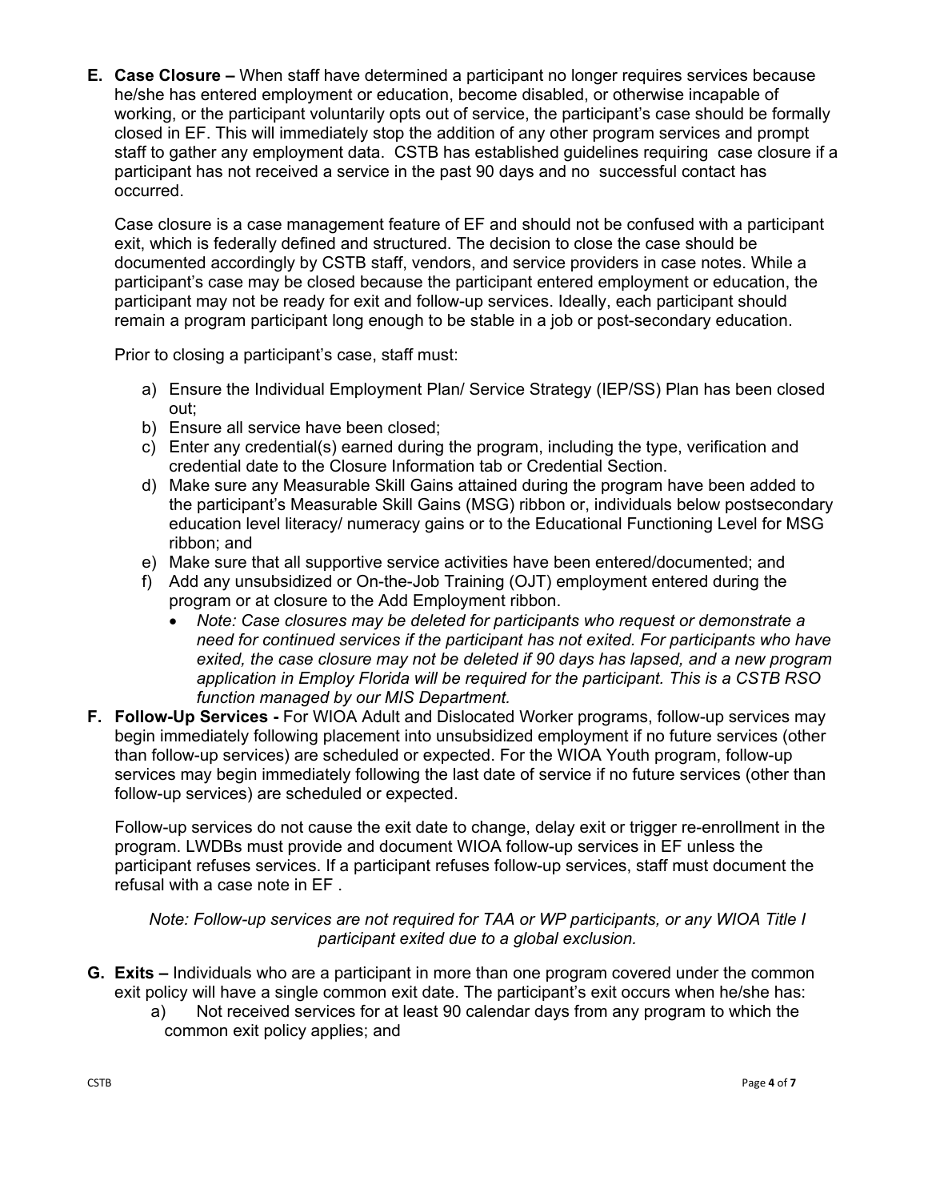**E. Case Closure –** When staff have determined a participant no longer requires services because he/she has entered employment or education, become disabled, or otherwise incapable of working, or the participant voluntarily opts out of service, the participant's case should be formally closed in EF. This will immediately stop the addition of any other program services and prompt staff to gather any employment data. CSTB has established guidelines requiring case closure if a participant has not received a service in the past 90 days and no successful contact has occurred.

Case closure is a case management feature of EF and should not be confused with a participant exit, which is federally defined and structured. The decision to close the case should be documented accordingly by CSTB staff, vendors, and service providers in case notes. While a participant's case may be closed because the participant entered employment or education, the participant may not be ready for exit and follow-up services. Ideally, each participant should remain a program participant long enough to be stable in a job or post-secondary education.

Prior to closing a participant's case, staff must:

a) Ensure the Individual Employment Plan/ Service Strategy (IEP/SS) Plan has been closed out;
b) Ensure all service have been closed;
c) Enter any credential(s) earned during the program, including the type, verification and credential date to the Closure Information tab or Credential Section.
d) Make sure any Measurable Skill Gains attained during the program have been added to the participant's Measurable Skill Gains (MSG) ribbon or, individuals below postsecondary education level literacy/ numeracy gains or to the Educational Functioning Level for MSG ribbon; and
e) Make sure that all supportive service activities have been entered/documented; and
f) Add any unsubsidized or On-the-Job Training (OJT) employment entered during the program or at closure to the Add Employment ribbon.
   - *Note: Case closures may be deleted for participants who request or demonstrate a need for continued services if the participant has not exited. For participants who have exited, the case closure may not be deleted if 90 days has lapsed, and a new program application in Employ Florida will be required for the participant. This is a CSTB RSO function managed by our MIS Department.*

**F. Follow-Up Services -** For WIOA Adult and Dislocated Worker programs, follow-up services may begin immediately following placement into unsubsidized employment if no future services (other than follow-up services) are scheduled or expected. For the WIOA Youth program, follow-up services may begin immediately following the last date of service if no future services (other than follow-up services) are scheduled or expected.

Follow-up services do not cause the exit date to change, delay exit or trigger re-enrollment in the program. LWDBs must provide and document WIOA follow-up services in EF unless the participant refuses services. If a participant refuses follow-up services, staff must document the refusal with a case note in EF .

*Note: Follow-up services are not required for TAA or WP participants, or any WIOA Title I participant exited due to a global exclusion.*

**G. Exits –** Individuals who are a participant in more than one program covered under the common exit policy will have a single common exit date. The participant's exit occurs when he/she has:

a) Not received services for at least 90 calendar days from any program to which the common exit policy applies; and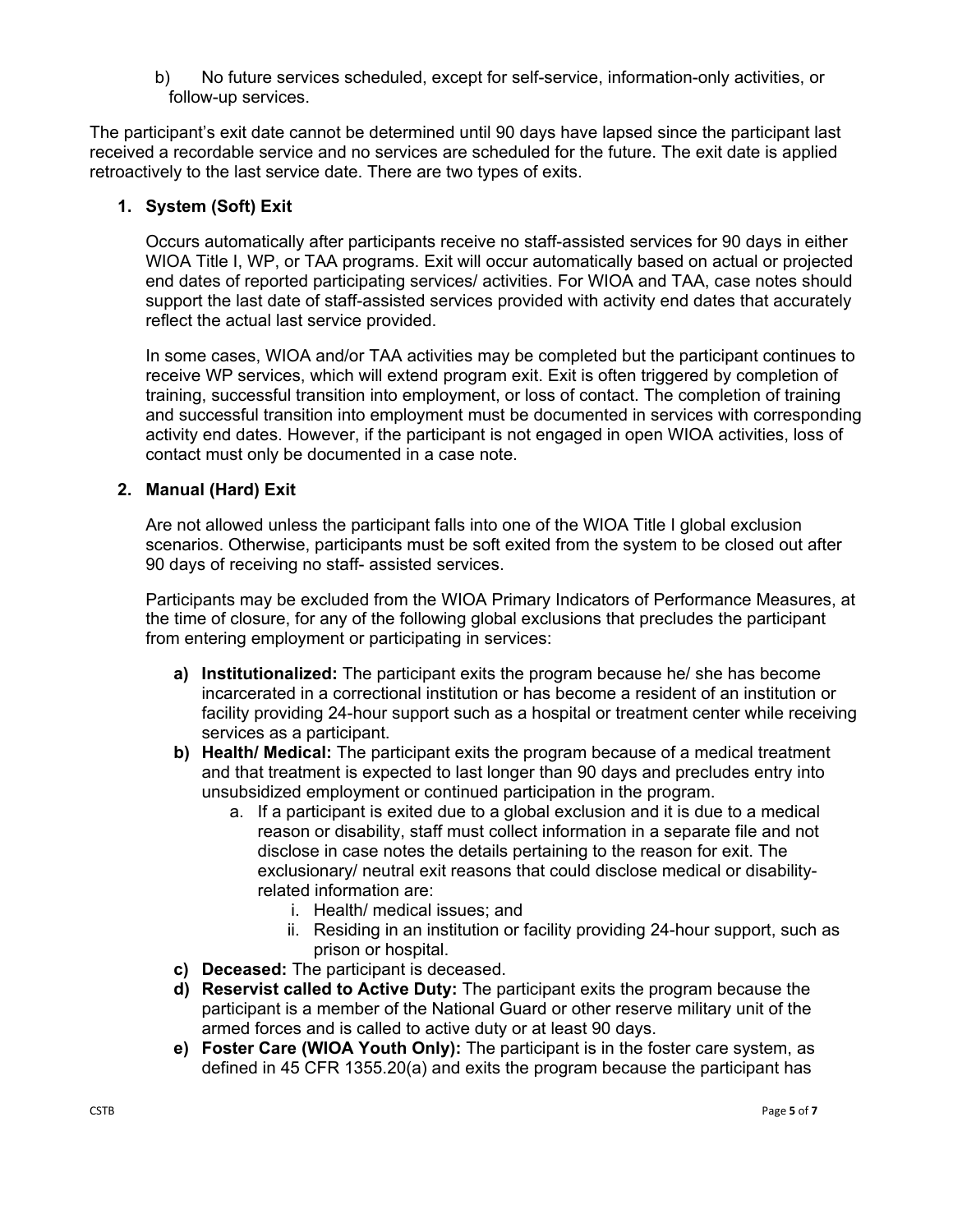b) No future services scheduled, except for self-service, information-only activities, or follow-up services.

The participant's exit date cannot be determined until 90 days have lapsed since the participant last received a recordable service and no services are scheduled for the future. The exit date is applied retroactively to the last service date. There are two types of exits.

1. **System (Soft) Exit**

   Occurs automatically after participants receive no staff-assisted services for 90 days in either WIOA Title I, WP, or TAA programs. Exit will occur automatically based on actual or projected end dates of reported participating services/ activities. For WIOA and TAA, case notes should support the last date of staff-assisted services provided with activity end dates that accurately reflect the actual last service provided.

   In some cases, WIOA and/or TAA activities may be completed but the participant continues to receive WP services, which will extend program exit. Exit is often triggered by completion of training, successful transition into employment, or loss of contact. The completion of training and successful transition into employment must be documented in services with corresponding activity end dates. However, if the participant is not engaged in open WIOA activities, loss of contact must only be documented in a case note.

2. **Manual (Hard) Exit**

   Are not allowed unless the participant falls into one of the WIOA Title I global exclusion scenarios. Otherwise, participants must be soft exited from the system to be closed out after 90 days of receiving no staff- assisted services.

   Participants may be excluded from the WIOA Primary Indicators of Performance Measures, at the time of closure, for any of the following global exclusions that precludes the participant from entering employment or participating in services:

   a) **Institutionalized:** The participant exits the program because he/ she has become incarcerated in a correctional institution or has become a resident of an institution or facility providing 24-hour support such as a hospital or treatment center while receiving services as a participant.
   b) **Health/ Medical:** The participant exits the program because of a medical treatment and that treatment is expected to last longer than 90 days and precludes entry into unsubsidized employment or continued participation in the program.
      a. If a participant is exited due to a global exclusion and it is due to a medical reason or disability, staff must collect information in a separate file and not disclose in case notes the details pertaining to the reason for exit. The exclusionary/ neutral exit reasons that could disclose medical or disability-related information are:
         i. Health/ medical issues; and
         ii. Residing in an institution or facility providing 24-hour support, such as prison or hospital.
   c) **Deceased:** The participant is deceased.
   d) **Reservist called to Active Duty:** The participant exits the program because the participant is a member of the National Guard or other reserve military unit of the armed forces and is called to active duty or at least 90 days.
   e) **Foster Care (WIOA Youth Only):** The participant is in the foster care system, as defined in 45 CFR 1355.20(a) and exits the program because the participant has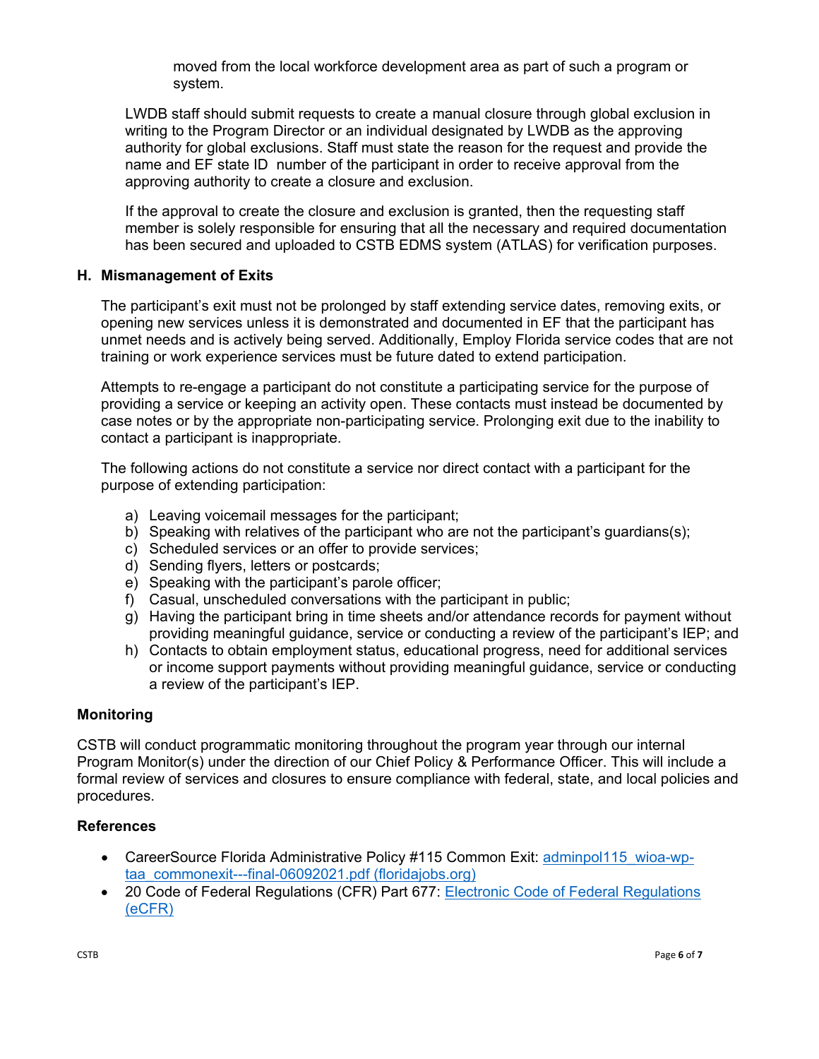moved from the local workforce development area as part of such a program or system.

LWDB staff should submit requests to create a manual closure through global exclusion in writing to the Program Director or an individual designated by LWDB as the approving authority for global exclusions. Staff must state the reason for the request and provide the name and EF state ID number of the participant in order to receive approval from the approving authority to create a closure and exclusion.

If the approval to create the closure and exclusion is granted, then the requesting staff member is solely responsible for ensuring that all the necessary and required documentation has been secured and uploaded to CSTB EDMS system (ATLAS) for verification purposes.

### H. Mismanagement of Exits

The participant's exit must not be prolonged by staff extending service dates, removing exits, or opening new services unless it is demonstrated and documented in EF that the participant has unmet needs and is actively being served. Additionally, Employ Florida service codes that are not training or work experience services must be future dated to extend participation.

Attempts to re-engage a participant do not constitute a participating service for the purpose of providing a service or keeping an activity open. These contacts must instead be documented by case notes or by the appropriate non-participating service. Prolonging exit due to the inability to contact a participant is inappropriate.

The following actions do not constitute a service nor direct contact with a participant for the purpose of extending participation:

a) Leaving voicemail messages for the participant;
b) Speaking with relatives of the participant who are not the participant's guardians(s);
c) Scheduled services or an offer to provide services;
d) Sending flyers, letters or postcards;
e) Speaking with the participant's parole officer;
f) Casual, unscheduled conversations with the participant in public;
g) Having the participant bring in time sheets and/or attendance records for payment without providing meaningful guidance, service or conducting a review of the participant's IEP; and
h) Contacts to obtain employment status, educational progress, need for additional services or income support payments without providing meaningful guidance, service or conducting a review of the participant's IEP.

### Monitoring

CSTB will conduct programmatic monitoring throughout the program year through our internal Program Monitor(s) under the direction of our Chief Policy & Performance Officer. This will include a formal review of services and closures to ensure compliance with federal, state, and local policies and procedures.

### References

- CareerSource Florida Administrative Policy #115 Common Exit: adminpol115_wioa-wp-taa_commonexit---final-06092021.pdf (floridajobs.org)
- 20 Code of Federal Regulations (CFR) Part 677: Electronic Code of Federal Regulations (eCFR)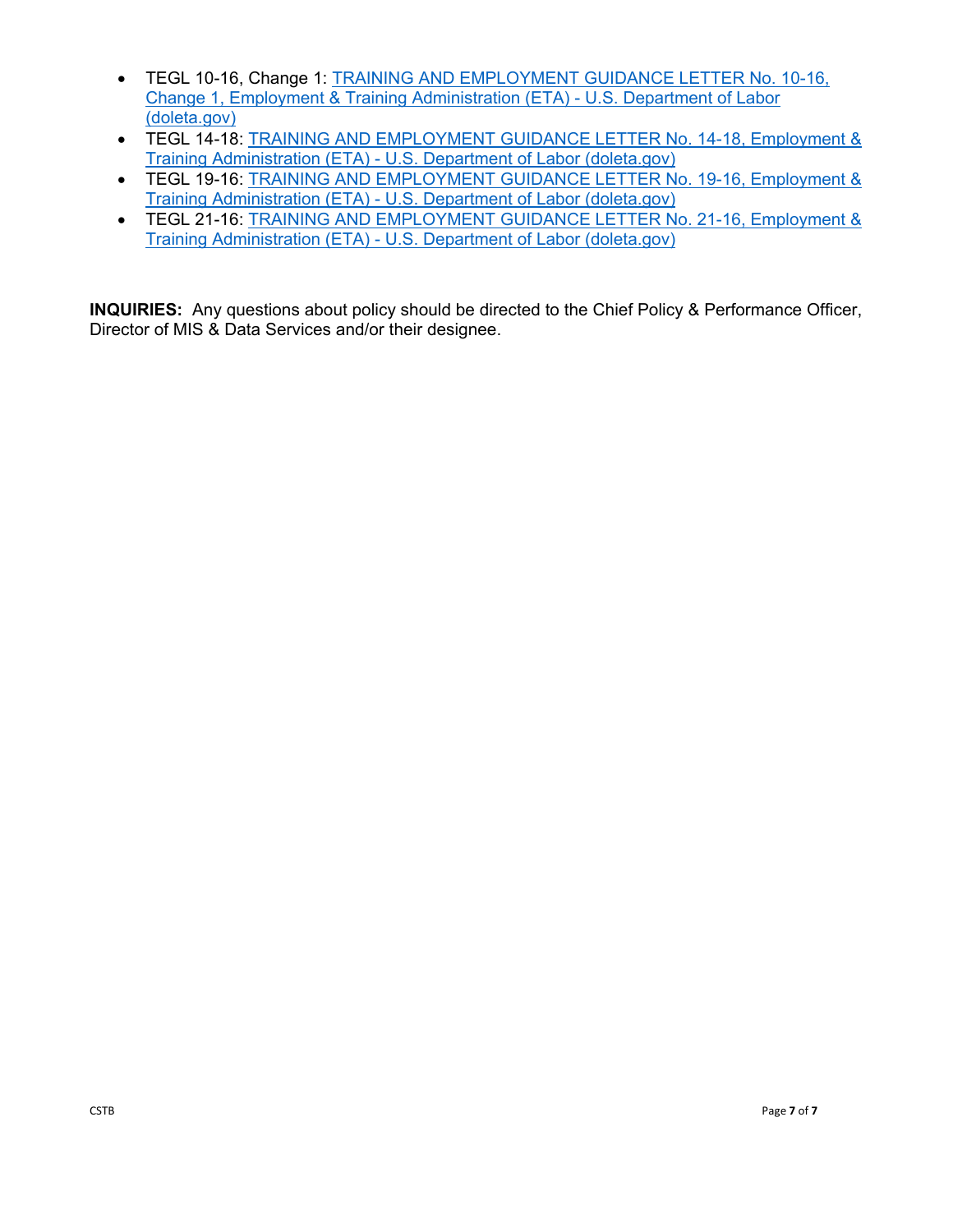- TEGL 10-16, Change 1: TRAINING AND EMPLOYMENT GUIDANCE LETTER No. 10-16, Change 1, Employment & Training Administration (ETA) - U.S. Department of Labor (doleta.gov)
- TEGL 14-18: TRAINING AND EMPLOYMENT GUIDANCE LETTER No. 14-18, Employment & Training Administration (ETA) - U.S. Department of Labor (doleta.gov)
- TEGL 19-16: TRAINING AND EMPLOYMENT GUIDANCE LETTER No. 19-16, Employment & Training Administration (ETA) - U.S. Department of Labor (doleta.gov)
- TEGL 21-16: TRAINING AND EMPLOYMENT GUIDANCE LETTER No. 21-16, Employment & Training Administration (ETA) - U.S. Department of Labor (doleta.gov)

**INQUIRIES:** Any questions about policy should be directed to the Chief Policy & Performance Officer, Director of MIS & Data Services and/or their designee.